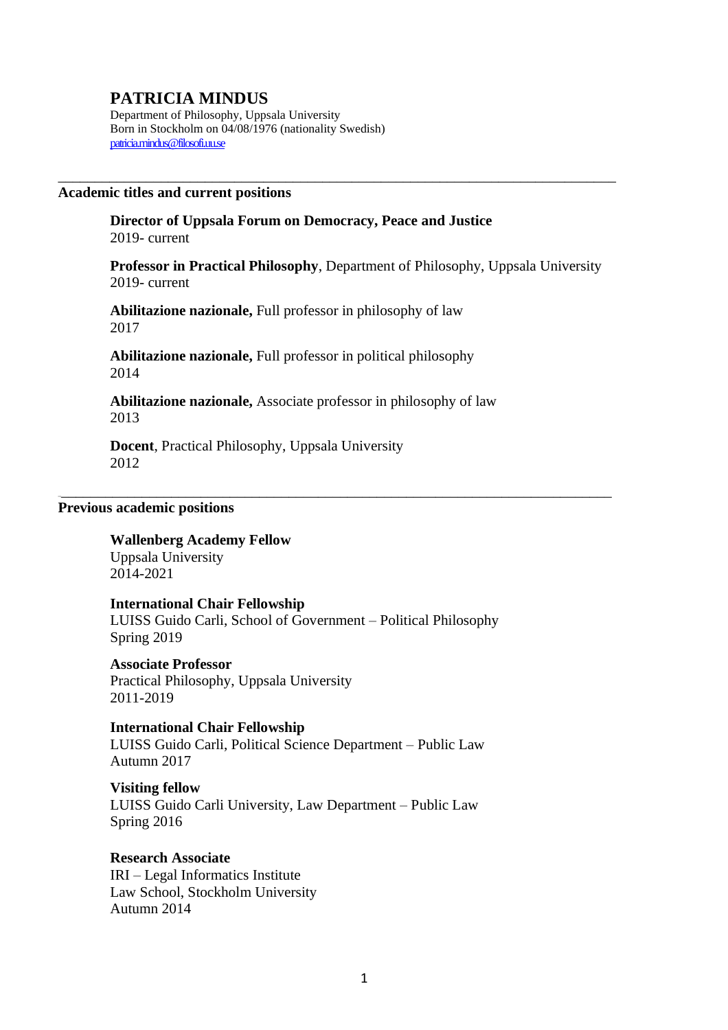# PATRICIA MINDUS

Department of Philosophy, Uppsala University
Born in Stockholm on 04/08/1976 (nationality Swedish)
patricia.mindus@filosofi.uu.se

---

## Academic titles and current positions

**Director of Uppsala Forum on Democracy, Peace and Justice**
2019- current

**Professor in Practical Philosophy**, Department of Philosophy, Uppsala University
2019- current

**Abilitazione nazionale,** Full professor in philosophy of law
2017

**Abilitazione nazionale,** Full professor in political philosophy
2014

**Abilitazione nazionale,** Associate professor in philosophy of law
2013

**Docent**, Practical Philosophy, Uppsala University
2012

---

## Previous academic positions

**Wallenberg Academy Fellow**
Uppsala University
2014-2021

**International Chair Fellowship**
LUISS Guido Carli, School of Government – Political Philosophy
Spring 2019

**Associate Professor**
Practical Philosophy, Uppsala University
2011-2019

**International Chair Fellowship**
LUISS Guido Carli, Political Science Department – Public Law
Autumn 2017

**Visiting fellow**
LUISS Guido Carli University, Law Department – Public Law
Spring 2016

**Research Associate**
IRI – Legal Informatics Institute
Law School, Stockholm University
Autumn 2014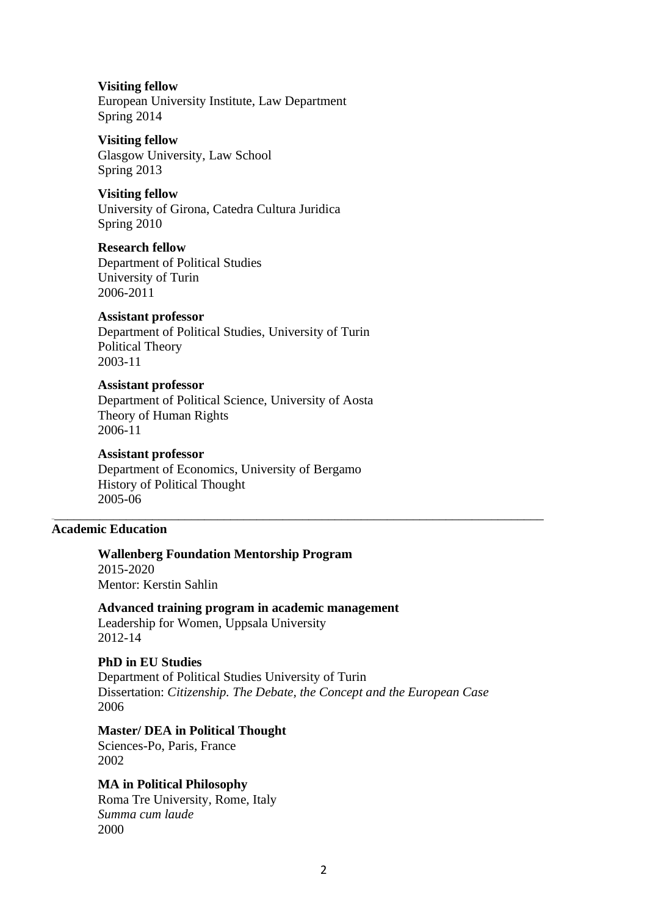**Visiting fellow**
European University Institute, Law Department
Spring 2014

**Visiting fellow**
Glasgow University, Law School
Spring 2013

**Visiting fellow**
University of Girona, Catedra Cultura Juridica
Spring 2010

**Research fellow**
Department of Political Studies
University of Turin
2006-2011

**Assistant professor**
Department of Political Studies, University of Turin
Political Theory
2003-11

**Assistant professor**
Department of Political Science, University of Aosta
Theory of Human Rights
2006-11

**Assistant professor**
Department of Economics, University of Bergamo
History of Political Thought
2005-06

---

## Academic Education

**Wallenberg Foundation Mentorship Program**
2015-2020
Mentor: Kerstin Sahlin

**Advanced training program in academic management**
Leadership for Women, Uppsala University
2012-14

**PhD in EU Studies**
Department of Political Studies University of Turin
Dissertation: *Citizenship. The Debate, the Concept and the European Case*
2006

**Master/ DEA in Political Thought**
Sciences-Po, Paris, France
2002

**MA in Political Philosophy**
Roma Tre University, Rome, Italy
*Summa cum laude*
2000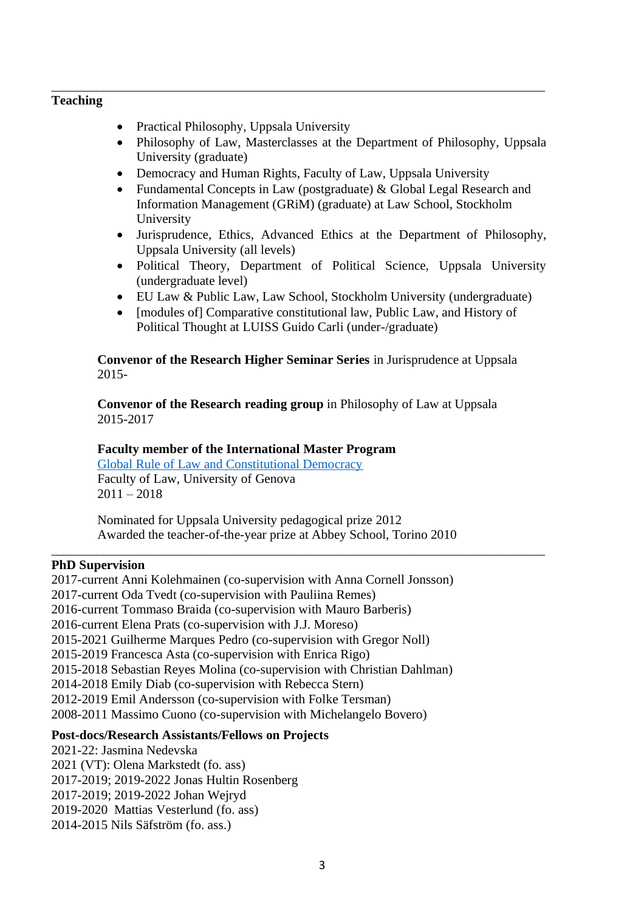## Teaching

- Practical Philosophy, Uppsala University
- Philosophy of Law, Masterclasses at the Department of Philosophy, Uppsala University (graduate)
- Democracy and Human Rights, Faculty of Law, Uppsala University
- Fundamental Concepts in Law (postgraduate) & Global Legal Research and Information Management (GRiM) (graduate) at Law School, Stockholm University
- Jurisprudence, Ethics, Advanced Ethics at the Department of Philosophy, Uppsala University (all levels)
- Political Theory, Department of Political Science, Uppsala University (undergraduate level)
- EU Law & Public Law, Law School, Stockholm University (undergraduate)
- [modules of] Comparative constitutional law, Public Law, and History of Political Thought at LUISS Guido Carli (under-/graduate)

**Convenor of the Research Higher Seminar Series** in Jurisprudence at Uppsala
2015-

**Convenor of the Research reading group** in Philosophy of Law at Uppsala
2015-2017

**Faculty member of the International Master Program**
Global Rule of Law and Constitutional Democracy
Faculty of Law, University of Genova
2011 – 2018

Nominated for Uppsala University pedagogical prize 2012
Awarded the teacher-of-the-year prize at Abbey School, Torino 2010

## PhD Supervision

2017-current Anni Kolehmainen (co-supervision with Anna Cornell Jonsson)
2017-current Oda Tvedt (co-supervision with Pauliina Remes)
2016-current Tommaso Braida (co-supervision with Mauro Barberis)
2016-current Elena Prats (co-supervision with J.J. Moreso)
2015-2021 Guilherme Marques Pedro (co-supervision with Gregor Noll)
2015-2019 Francesca Asta (co-supervision with Enrica Rigo)
2015-2018 Sebastian Reyes Molina (co-supervision with Christian Dahlman)
2014-2018 Emily Diab (co-supervision with Rebecca Stern)
2012-2019 Emil Andersson (co-supervision with Folke Tersman)
2008-2011 Massimo Cuono (co-supervision with Michelangelo Bovero)

## Post-docs/Research Assistants/Fellows on Projects

2021-22: Jasmina Nedevska
2021 (VT): Olena Markstedt (fo. ass)
2017-2019; 2019-2022 Jonas Hultin Rosenberg
2017-2019; 2019-2022 Johan Wejryd
2019-2020 Mattias Vesterlund (fo. ass)
2014-2015 Nils Säfström (fo. ass.)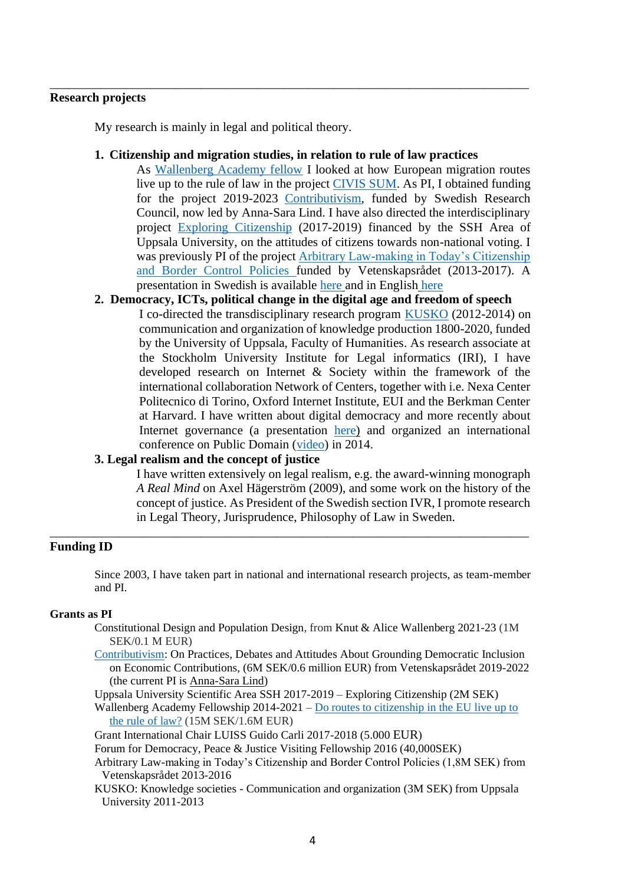---

## Research projects

My research is mainly in legal and political theory.

1. **Citizenship and migration studies, in relation to rule of law practices**
   As Wallenberg Academy fellow I looked at how European migration routes live up to the rule of law in the project CIVIS SUM. As PI, I obtained funding for the project 2019-2023 Contributivism, funded by Swedish Research Council, now led by Anna-Sara Lind. I have also directed the interdisciplinary project Exploring Citizenship (2017-2019) financed by the SSH Area of Uppsala University, on the attitudes of citizens towards non-national voting. I was previously PI of the project Arbitrary Law-making in Today's Citizenship and Border Control Policies funded by Vetenskapsrådet (2013-2017). A presentation in Swedish is available here and in English here
2. **Democracy, ICTs, political change in the digital age and freedom of speech**
   I co-directed the transdisciplinary research program KUSKO (2012-2014) on communication and organization of knowledge production 1800-2020, funded by the University of Uppsala, Faculty of Humanities. As research associate at the Stockholm University Institute for Legal informatics (IRI), I have developed research on Internet & Society within the framework of the international collaboration Network of Centers, together with i.e. Nexa Center Politecnico di Torino, Oxford Internet Institute, EUI and the Berkman Center at Harvard. I have written about digital democracy and more recently about Internet governance (a presentation here) and organized an international conference on Public Domain (video) in 2014.
3. **Legal realism and the concept of justice**
   I have written extensively on legal realism, e.g. the award-winning monograph *A Real Mind* on Axel Hägerström (2009), and some work on the history of the concept of justice. As President of the Swedish section IVR, I promote research in Legal Theory, Jurisprudence, Philosophy of Law in Sweden.

---

## Funding ID

Since 2003, I have taken part in national and international research projects, as team-member and PI.

### Grants as PI

Constitutional Design and Population Design, from Knut & Alice Wallenberg 2021-23 (1M SEK/0.1 M EUR)

Contributivism: On Practices, Debates and Attitudes About Grounding Democratic Inclusion on Economic Contributions, (6M SEK/0.6 million EUR) from Vetenskapsrådet 2019-2022 (the current PI is Anna-Sara Lind)

Uppsala University Scientific Area SSH 2017-2019 – Exploring Citizenship (2M SEK)

Wallenberg Academy Fellowship 2014-2021 – Do routes to citizenship in the EU live up to the rule of law? (15M SEK/1.6M EUR)

Grant International Chair LUISS Guido Carli 2017-2018 (5.000 EUR)

Forum for Democracy, Peace & Justice Visiting Fellowship 2016 (40,000SEK)

Arbitrary Law-making in Today's Citizenship and Border Control Policies (1,8M SEK) from Vetenskapsrådet 2013-2016

KUSKO: Knowledge societies - Communication and organization (3M SEK) from Uppsala University 2011-2013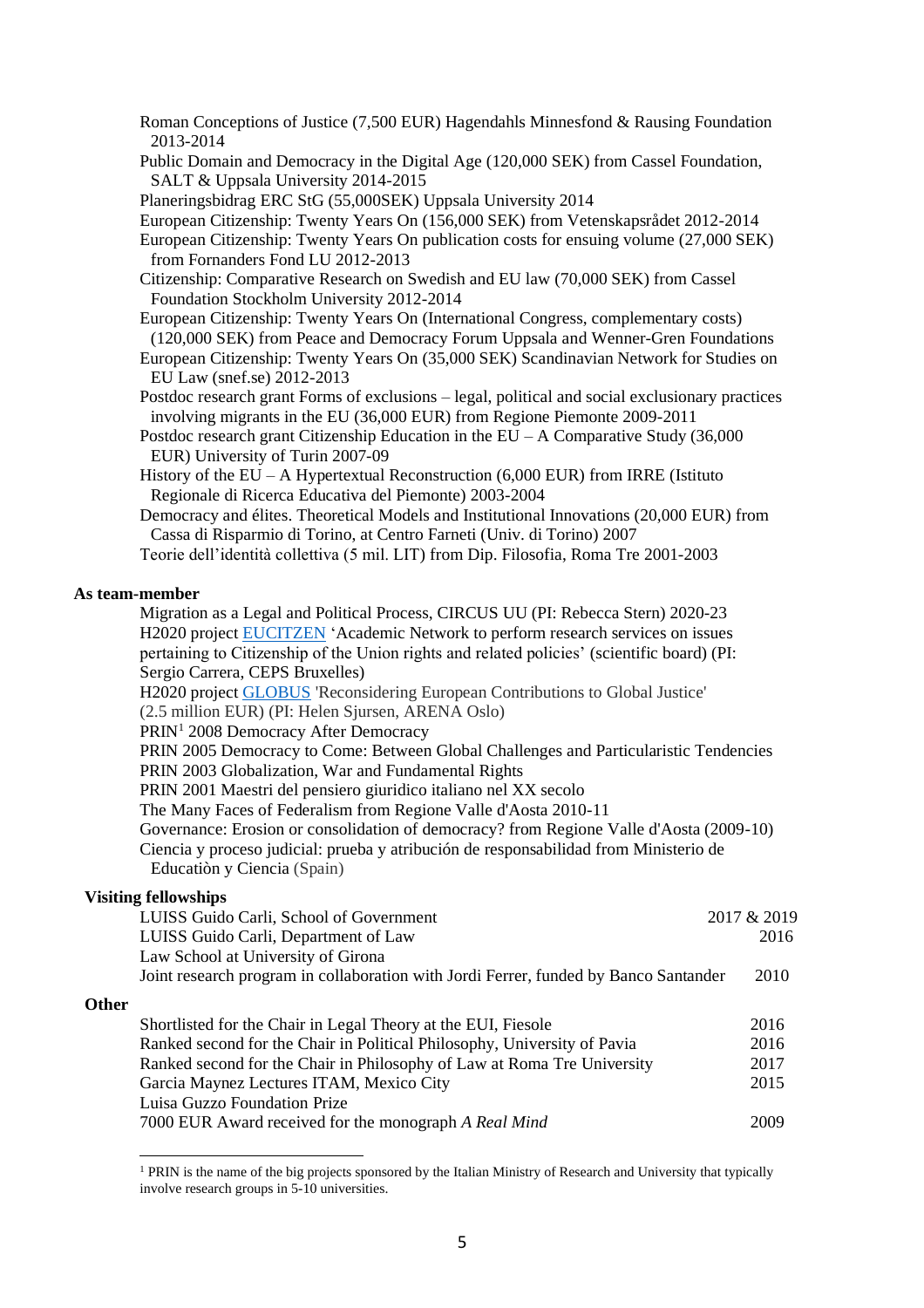Roman Conceptions of Justice (7,500 EUR) Hagendahls Minnesfond & Rausing Foundation 2013-2014

Public Domain and Democracy in the Digital Age (120,000 SEK) from Cassel Foundation, SALT & Uppsala University 2014-2015

Planeringsbidrag ERC StG (55,000SEK) Uppsala University 2014

European Citizenship: Twenty Years On (156,000 SEK) from Vetenskapsrådet 2012-2014

European Citizenship: Twenty Years On publication costs for ensuing volume (27,000 SEK) from Fornanders Fond LU 2012-2013

Citizenship: Comparative Research on Swedish and EU law (70,000 SEK) from Cassel Foundation Stockholm University 2012-2014

European Citizenship: Twenty Years On (International Congress, complementary costs) (120,000 SEK) from Peace and Democracy Forum Uppsala and Wenner-Gren Foundations

European Citizenship: Twenty Years On (35,000 SEK) Scandinavian Network for Studies on EU Law (snef.se) 2012-2013

Postdoc research grant Forms of exclusions – legal, political and social exclusionary practices involving migrants in the EU (36,000 EUR) from Regione Piemonte 2009-2011

Postdoc research grant Citizenship Education in the EU – A Comparative Study (36,000 EUR) University of Turin 2007-09

History of the EU – A Hypertextual Reconstruction (6,000 EUR) from IRRE (Istituto Regionale di Ricerca Educativa del Piemonte) 2003-2004

Democracy and élites. Theoretical Models and Institutional Innovations (20,000 EUR) from Cassa di Risparmio di Torino, at Centro Farneti (Univ. di Torino) 2007

Teorie dell'identità collettiva (5 mil. LIT) from Dip. Filosofia, Roma Tre 2001-2003

**As team-member**

Migration as a Legal and Political Process, CIRCUS UU (PI: Rebecca Stern) 2020-23

H2020 project EUCITZEN 'Academic Network to perform research services on issues pertaining to Citizenship of the Union rights and related policies' (scientific board) (PI: Sergio Carrera, CEPS Bruxelles)

H2020 project GLOBUS 'Reconsidering European Contributions to Global Justice' (2.5 million EUR) (PI: Helen Sjursen, ARENA Oslo)

PRIN[1] 2008 Democracy After Democracy

PRIN 2005 Democracy to Come: Between Global Challenges and Particularistic Tendencies

PRIN 2003 Globalization, War and Fundamental Rights

PRIN 2001 Maestri del pensiero giuridico italiano nel XX secolo

The Many Faces of Federalism from Regione Valle d'Aosta 2010-11

Governance: Erosion or consolidation of democracy? from Regione Valle d'Aosta (2009-10)

Ciencia y proceso judicial: prueba y atribución de responsabilidad from Ministerio de Educatiòn y Ciencia (Spain)

**Visiting fellowships**

| | |
|---|---|
| LUISS Guido Carli, School of Government | 2017 & 2019 |
| LUISS Guido Carli, Department of Law | 2016 |
| Law School at University of Girona | |
| Joint research program in collaboration with Jordi Ferrer, funded by Banco Santander | 2010 |

**Other**

| | |
|---|---|
| Shortlisted for the Chair in Legal Theory at the EUI, Fiesole | 2016 |
| Ranked second for the Chair in Political Philosophy, University of Pavia | 2016 |
| Ranked second for the Chair in Philosophy of Law at Roma Tre University | 2017 |
| Garcia Maynez Lectures ITAM, Mexico City | 2015 |
| Luisa Guzzo Foundation Prize | |
| 7000 EUR Award received for the monograph *A Real Mind* | 2009 |

[1] PRIN is the name of the big projects sponsored by the Italian Ministry of Research and University that typically involve research groups in 5-10 universities.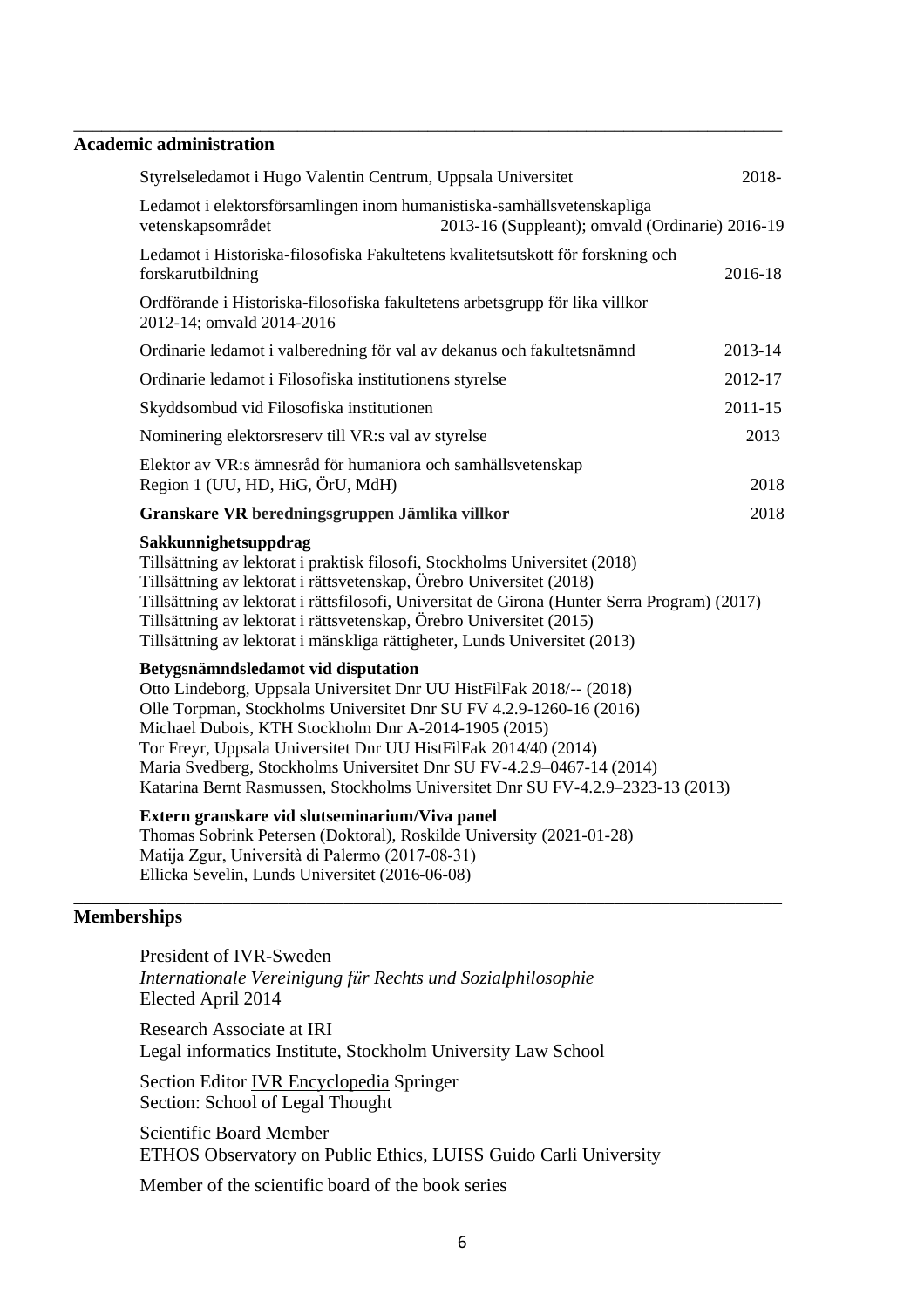## Academic administration

Styrelseledamot i Hugo Valentin Centrum, Uppsala Universitet 2018-

Ledamot i elektorsförsamlingen inom humanistiska-samhällsvetenskapliga vetenskapsområdet 2013-16 (Suppleant); omvald (Ordinarie) 2016-19

Ledamot i Historiska-filosofiska Fakultetens kvalitetsutskott för forskning och forskarutbildning 2016-18

Ordförande i Historiska-filosofiska fakultetens arbetsgrupp för lika villkor 2012-14; omvald 2014-2016

Ordinarie ledamot i valberedning för val av dekanus och fakultetsnämnd 2013-14

Ordinarie ledamot i Filosofiska institutionens styrelse 2012-17

Skyddsombud vid Filosofiska institutionen 2011-15

Nominering elektorsreserv till VR:s val av styrelse 2013

Elektor av VR:s ämnesråd för humaniora och samhällsvetenskap Region 1 (UU, HD, HiG, ÖrU, MdH) 2018

**Granskare VR beredningsgruppen Jämlika villkor** 2018

**Sakkunnighetsuppdrag**
Tillsättning av lektorat i praktisk filosofi, Stockholms Universitet (2018)
Tillsättning av lektorat i rättsvetenskap, Örebro Universitet (2018)
Tillsättning av lektorat i rättsfilosofi, Universitat de Girona (Hunter Serra Program) (2017)
Tillsättning av lektorat i rättsvetenskap, Örebro Universitet (2015)
Tillsättning av lektorat i mänskliga rättigheter, Lunds Universitet (2013)

**Betygsnämndsledamot vid disputation**
Otto Lindeborg, Uppsala Universitet Dnr UU HistFilFak 2018/-- (2018)
Olle Torpman, Stockholms Universitet Dnr SU FV 4.2.9-1260-16 (2016)
Michael Dubois, KTH Stockholm Dnr A-2014-1905 (2015)
Tor Freyr, Uppsala Universitet Dnr UU HistFilFak 2014/40 (2014)
Maria Svedberg, Stockholms Universitet Dnr SU FV-4.2.9–0467-14 (2014)
Katarina Bernt Rasmussen, Stockholms Universitet Dnr SU FV-4.2.9–2323-13 (2013)

**Extern granskare vid slutseminarium/Viva panel**
Thomas Sobrink Petersen (Doktoral), Roskilde University (2021-01-28)
Matija Zgur, Università di Palermo (2017-08-31)
Ellicka Sevelin, Lunds Universitet (2016-06-08)

## Memberships

President of IVR-Sweden
*Internationale Vereinigung für Rechts und Sozialphilosophie*
Elected April 2014

Research Associate at IRI
Legal informatics Institute, Stockholm University Law School

Section Editor IVR Encyclopedia Springer
Section: School of Legal Thought

Scientific Board Member
ETHOS Observatory on Public Ethics, LUISS Guido Carli University

Member of the scientific board of the book series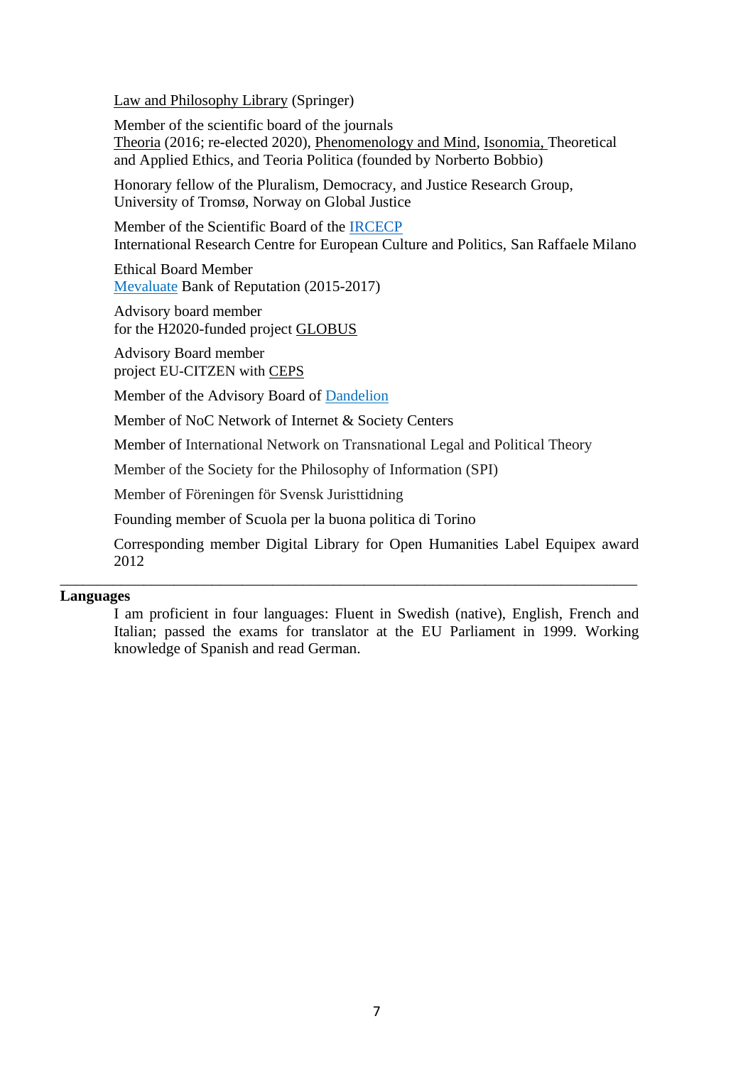Law and Philosophy Library (Springer)

Member of the scientific board of the journals
Theoria (2016; re-elected 2020), Phenomenology and Mind, Isonomia, Theoretical and Applied Ethics, and Teoria Politica (founded by Norberto Bobbio)

Honorary fellow of the Pluralism, Democracy, and Justice Research Group, University of Tromsø, Norway on Global Justice

Member of the Scientific Board of the IRCECP
International Research Centre for European Culture and Politics, San Raffaele Milano

Ethical Board Member
Mevaluate Bank of Reputation (2015-2017)

Advisory board member
for the H2020-funded project GLOBUS

Advisory Board member
project EU-CITZEN with CEPS

Member of the Advisory Board of Dandelion

Member of NoC Network of Internet & Society Centers

Member of International Network on Transnational Legal and Political Theory

Member of the Society for the Philosophy of Information (SPI)

Member of Föreningen för Svensk Juristtidning

Founding member of Scuola per la buona politica di Torino

Corresponding member Digital Library for Open Humanities Label Equipex award 2012

---

**Languages**

I am proficient in four languages: Fluent in Swedish (native), English, French and Italian; passed the exams for translator at the EU Parliament in 1999. Working knowledge of Spanish and read German.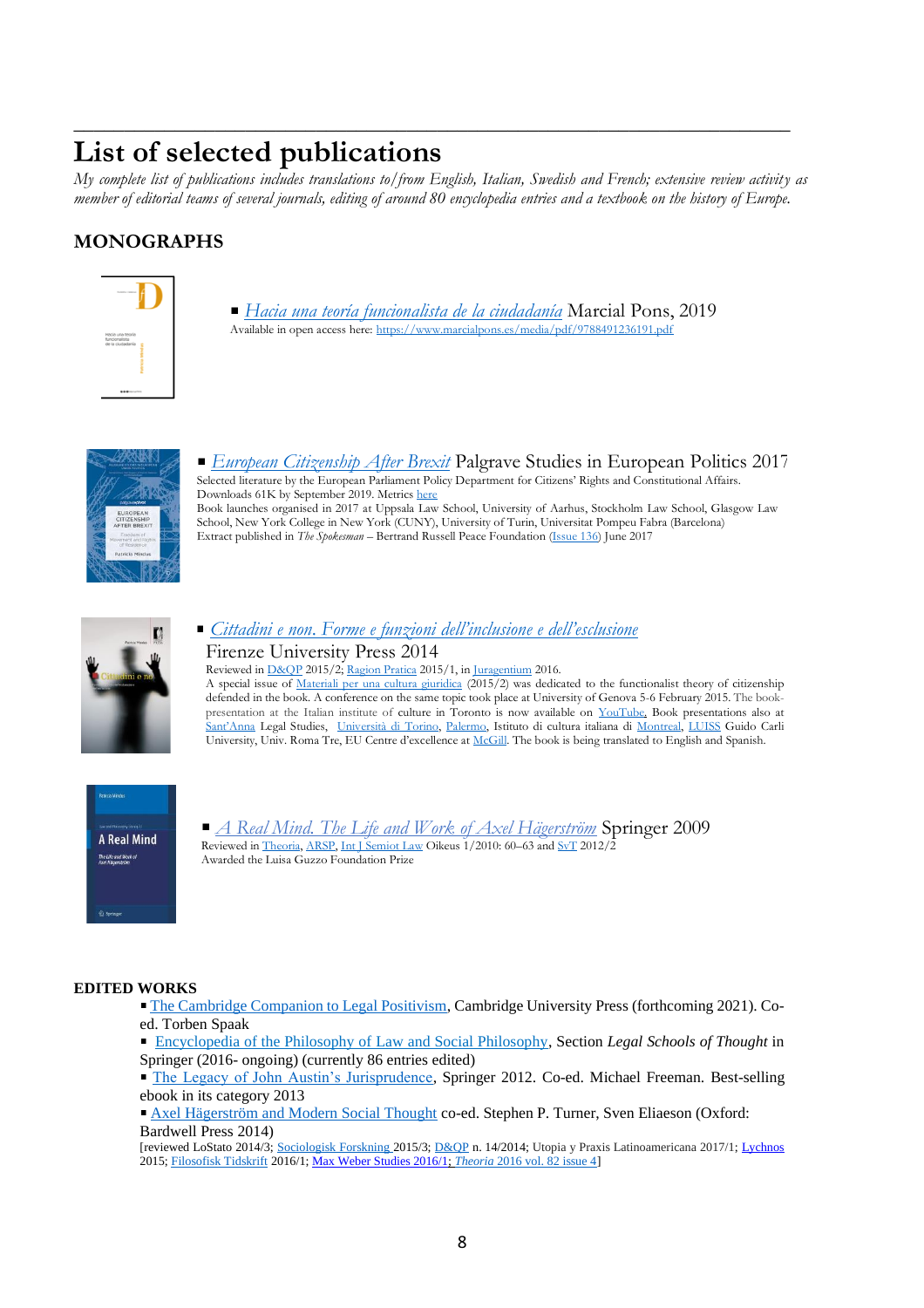# List of selected publications

*My complete list of publications includes translations to/from English, Italian, Swedish and French; extensive review activity as member of editorial teams of several journals, editing of around 80 encyclopedia entries and a textbook on the history of Europe.*

## MONOGRAPHS

- *Hacia una teoría funcionalista de la ciudadanía* Marcial Pons, 2019

  Available in open access here: https://www.marcialpons.es/media/pdf/9788491236191.pdf

- *European Citizenship After Brexit* Palgrave Studies in European Politics 2017

  Selected literature by the European Parliament Policy Department for Citizens' Rights and Constitutional Affairs. Downloads 61K by September 2019. Metrics here

  Book launches organised in 2017 at Uppsala Law School, University of Aarhus, Stockholm Law School, Glasgow Law School, New York College in New York (CUNY), University of Turin, Universitat Pompeu Fabra (Barcelona)

  Extract published in *The Spokesman* – Bertrand Russell Peace Foundation (Issue 136) June 2017

- *Cittadini e non. Forme e funzioni dell'inclusione e dell'esclusione* Firenze University Press 2014

  Reviewed in D&QP 2015/2; Ragion Pratica 2015/1, in Jurageentium 2016.

  A special issue of Materiali per una cultura giuridica (2015/2) was dedicated to the functionalist theory of citizenship defended in the book. A conference on the same topic took place at University of Genova 5-6 February 2015. The book-presentation at the Italian institute of culture in Toronto is now available on YouTube. Book presentations also at Sant'Anna Legal Studies, Università di Torino, Palermo, Istituto di cultura italiana di Montreal, LUISS Guido Carli University, Univ. Roma Tre, EU Centre d'excellence at McGill. The book is being translated to English and Spanish.

- *A Real Mind. The Life and Work of Axel Hägerström* Springer 2009

  Reviewed in Theoria, ARSP, Int J Semiot Law Oikeus 1/2010: 60–63 and SvT 2012/2

  Awarded the Luisa Guzzo Foundation Prize

## EDITED WORKS

- The Cambridge Companion to Legal Positivism, Cambridge University Press (forthcoming 2021). Co-ed. Torben Spaak
- Encyclopedia of the Philosophy of Law and Social Philosophy, Section *Legal Schools of Thought* in Springer (2016- ongoing) (currently 86 entries edited)
- The Legacy of John Austin's Jurisprudence, Springer 2012. Co-ed. Michael Freeman. Best-selling ebook in its category 2013
- Axel Hägerström and Modern Social Thought co-ed. Stephen P. Turner, Sven Eliaeson (Oxford: Bardwell Press 2014)

  [reviewed LoStato 2014/3; Sociologisk Forskning 2015/3; D&QP n. 14/2014; Utopia y Praxis Latinoamericana 2017/1; Lychnos 2015; Filosofisk Tidskrift 2016/1; Max Weber Studies 2016/1; *Theoria* 2016 vol. 82 issue 4]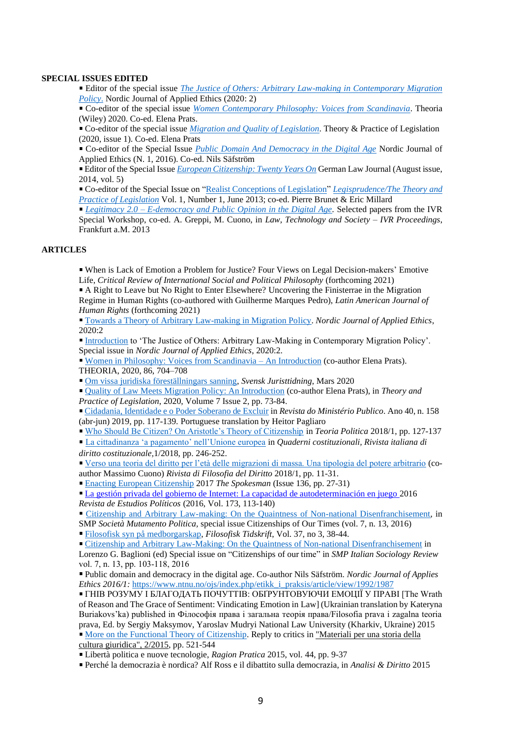## SPECIAL ISSUES EDITED

- Editor of the special issue *The Justice of Others: Arbitrary Law-making in Contemporary Migration Policy*. Nordic Journal of Applied Ethics (2020: 2)
- Co-editor of the special issue *Women Contemporary Philosophy: Voices from Scandinavia*. Theoria (Wiley) 2020. Co-ed. Elena Prats.
- Co-editor of the special issue *Migration and Quality of Legislation*. Theory & Practice of Legislation (2020, issue 1). Co-ed. Elena Prats
- Co-editor of the Special Issue *Public Domain And Democracy in the Digital Age* Nordic Journal of Applied Ethics (N. 1, 2016). Co-ed. Nils Säfström
- Editor of the Special Issue *European Citizenship: Twenty Years On* German Law Journal (August issue, 2014, vol. 5)
- Co-editor of the Special Issue on "Realist Conceptions of Legislation" *Legisprudence/The Theory and Practice of Legislation* Vol. 1, Number 1, June 2013; co-ed. Pierre Brunet & Eric Millard
- *Legitimacy 2.0 – E-democracy and Public Opinion in the Digital Age*. Selected papers from the IVR Special Workshop, co-ed. A. Greppi, M. Cuono, in *Law, Technology and Society – IVR Proceedings*, Frankfurt a.M. 2013

## ARTICLES

- When is Lack of Emotion a Problem for Justice? Four Views on Legal Decision-makers' Emotive Life, *Critical Review of International Social and Political Philosophy* (forthcoming 2021)
- A Right to Leave but No Right to Enter Elsewhere? Uncovering the Finisterrae in the Migration Regime in Human Rights (co-authored with Guilherme Marques Pedro), *Latin American Journal of Human Rights* (forthcoming 2021)
- Towards a Theory of Arbitrary Law-making in Migration Policy. *Nordic Journal of Applied Ethics*, 2020:2
- Introduction to 'The Justice of Others: Arbitrary Law-Making in Contemporary Migration Policy'. Special issue in *Nordic Journal of Applied Ethics*, 2020:2.
- Women in Philosophy: Voices from Scandinavia – An Introduction (co-author Elena Prats). THEORIA, 2020, 86, 704–708
- Om vissa juridiska föreställningars sanning, *Svensk Juristtidning*, Mars 2020
- Quality of Law Meets Migration Policy: An Introduction (co-author Elena Prats), in *Theory and Practice of Legislation*, 2020, Volume 7 Issue 2, pp. 73-84.
- Cidadania, Identidade e o Poder Soberano de Excluir in *Revista do Ministério Publico*. Ano 40, n. 158 (abr-jun) 2019, pp. 117-139. Portuguese translation by Heitor Pagliaro
- Who Should Be Citizen? On Aristotle's Theory of Citizenship in *Teoria Politica* 2018/1, pp. 127-137
- La cittadinanza 'a pagamento' nell'Unione europea in *Quaderni costituzionali, Rivista italiana di diritto costituzionale*,1/2018, pp. 246-252.
- Verso una teoria del diritto per l'età delle migrazioni di massa. Una tipologia del potere arbitrario (co-author Massimo Cuono) *Rivista di Filosofia del Diritto* 2018/1, pp. 11-31.
- Enacting European Citizenship 2017 *The Spokesman* (Issue 136, pp. 27-31)
- La gestión privada del gobierno de Internet: La capacidad de autodeterminación en juego 2016 *Revista de Estudios Políticos* (2016, Vol. 173, 113-140)
- Citizenship and Arbitrary Law-making: On the Quaintness of Non-national Disenfranchisement, in SMP *Società Mutamento Politica*, special issue Citizenships of Our Times (vol. 7, n. 13, 2016)
- Filosofisk syn på medborgarskap, *Filosofisk Tidskrift*, Vol. 37, no 3, 38-44.
- Citizenship and Arbitrary Law-Making: On the Quaintness of Non-national Disenfranchisement in Lorenzo G. Baglioni (ed) Special issue on "Citizenships of our time" in *SMP Italian Sociology Review* vol. 7, n. 13, pp. 103-118, 2016
- Public domain and democracy in the digital age. Co-author Nils Säfström. *Nordic Journal of Applies Ethics 2016/1:* https://www.ntnu.no/ojs/index.php/etikk_i_praksis/article/view/1992/1987
- ГНІВ РОЗУМУ І БЛАГОДАТЬ ПОЧУТТІВ: ОБҐРУНТОВУЮЧИ ЕМОЦІЇ У ПРАВІ [The Wrath of Reason and The Grace of Sentiment: Vindicating Emotion in Law] (Ukrainian translation by Kateryna Buriakovs'ka) published in Філософія права і загальна теорія права/Filosofia prava i zagalna teoria prava, Ed. by Sergiy Maksymov, Yaroslav Mudryi National Law University (Kharkiv, Ukraine) 2015
- More on the Functional Theory of Citizenship. Reply to critics in "Materiali per una storia della cultura giuridica", 2/2015, pp. 521-544
- Libertà politica e nuove tecnologie, *Ragion Pratica* 2015, vol. 44, pp. 9-37
- Perché la democrazia è nordica? Alf Ross e il dibattito sulla democrazia, in *Analisi & Diritto* 2015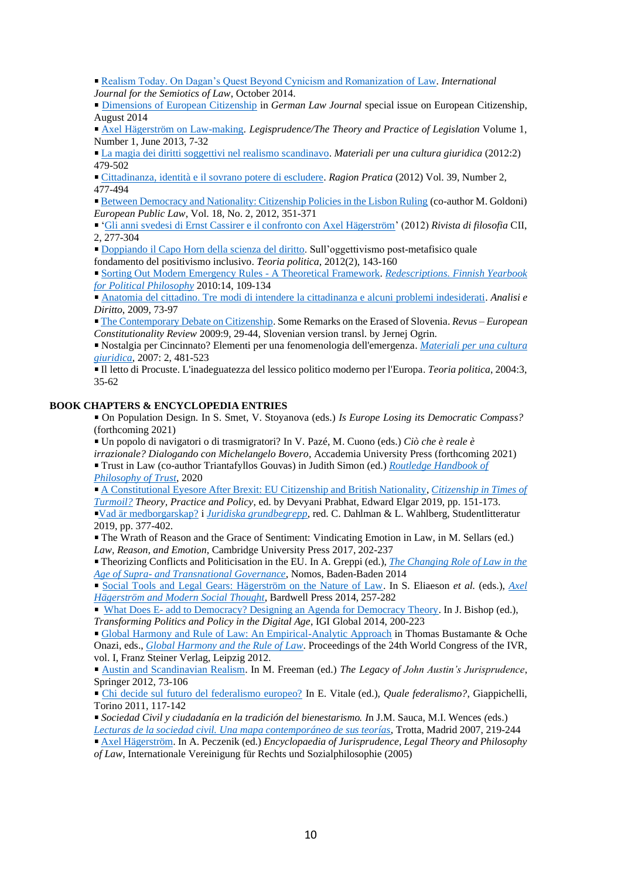- Realism Today. On Dagan's Quest Beyond Cynicism and Romanization of Law. *International Journal for the Semiotics of Law*, October 2014.
- Dimensions of European Citizenship in *German Law Journal* special issue on European Citizenship, August 2014
- Axel Hägerström on Law-making. *Legisprudence/The Theory and Practice of Legislation* Volume 1, Number 1, June 2013, 7-32
- La magia dei diritti soggettivi nel realismo scandinavo. *Materiali per una cultura giuridica* (2012:2) 479-502
- Cittadinanza, identità e il sovrano potere di escludere. *Ragion Pratica* (2012) Vol. 39, Number 2, 477-494
- Between Democracy and Nationality: Citizenship Policies in the Lisbon Ruling (co-author M. Goldoni) *European Public Law*, Vol. 18, No. 2, 2012, 351-371
- 'Gli anni svedesi di Ernst Cassirer e il confronto con Axel Hägerström' (2012) *Rivista di filosofia* CII, 2, 277-304
- Doppiando il Capo Horn della scienza del diritto. Sull'oggettivismo post-metafisico quale fondamento del positivismo inclusivo. *Teoria politica*, 2012(2), 143-160
- Sorting Out Modern Emergency Rules - A Theoretical Framework. *Redescriptions. Finnish Yearbook for Political Philosophy* 2010:14, 109-134
- Anatomia del cittadino. Tre modi di intendere la cittadinanza e alcuni problemi indesiderati. *Analisi e Diritto*, 2009, 73-97
- The Contemporary Debate on Citizenship. Some Remarks on the Erased of Slovenia. *Revus – European Constitutionality Review* 2009:9, 29-44, Slovenian version transl. by Jernej Ogrin.
- Nostalgia per Cincinnato? Elementi per una fenomenologia dell'emergenza. *Materiali per una cultura giuridica*, 2007: 2, 481-523
- Il letto di Procuste. L'inadeguatezza del lessico politico moderno per l'Europa. *Teoria politica*, 2004:3, 35-62

**BOOK CHAPTERS & ENCYCLOPEDIA ENTRIES**

- On Population Design. In S. Smet, V. Stoyanova (eds.) *Is Europe Losing its Democratic Compass?* (forthcoming 2021)
- Un popolo di navigatori o di trasmigratori? In V. Pazé, M. Cuono (eds.) *Ciò che è reale è irrazionale? Dialogando con Michelangelo Bovero*, Accademia University Press (forthcoming 2021)
- Trust in Law (co-author Triantafyllos Gouvas) in Judith Simon (ed.) *Routledge Handbook of Philosophy of Trust*, 2020
- A Constitutional Eyesore After Brexit: EU Citizenship and British Nationality, *Citizenship in Times of Turmoil? Theory, Practice and Policy*, ed. by Devyani Prabhat, Edward Elgar 2019, pp. 151-173.
- Vad är medborgarskap? i *Juridiska grundbegrepp*, red. C. Dahlman & L. Wahlberg, Studentlitteratur 2019, pp. 377-402.
- The Wrath of Reason and the Grace of Sentiment: Vindicating Emotion in Law, in M. Sellars (ed.) *Law, Reason, and Emotion*, Cambridge University Press 2017, 202-237
- Theorizing Conflicts and Politicisation in the EU. In A. Greppi (ed.), *The Changing Role of Law in the Age of Supra- and Transnational Governance*, Nomos, Baden-Baden 2014
- Social Tools and Legal Gears: Hägerström on the Nature of Law. In S. Eliaeson *et al.* (eds.), *Axel Hägerström and Modern Social Thought*, Bardwell Press 2014, 257-282
- What Does E- add to Democracy? Designing an Agenda for Democracy Theory. In J. Bishop (ed.), *Transforming Politics and Policy in the Digital Age*, IGI Global 2014, 200-223
- Global Harmony and Rule of Law: An Empirical-Analytic Approach in Thomas Bustamante & Oche Onazi, eds., *Global Harmony and the Rule of Law*. Proceedings of the 24th World Congress of the IVR, vol. I, Franz Steiner Verlag, Leipzig 2012.
- Austin and Scandinavian Realism. In M. Freeman (ed.) *The Legacy of John Austin's Jurisprudence*, Springer 2012, 73-106
- Chi decide sul futuro del federalismo europeo? In E. Vitale (ed.), *Quale federalismo?*, Giappichelli, Torino 2011, 117-142
- *Sociedad Civil y ciudadanía en la tradición del bienestarismo.* In J.M. Sauca, M.I. Wences (eds.) *Lecturas de la sociedad civil. Una mapa contemporáneo de sus teorías*, Trotta, Madrid 2007, 219-244
- Axel Hägerström. In A. Peczenik (ed.) *Encyclopaedia of Jurisprudence, Legal Theory and Philosophy of Law*, Internationale Vereinigung für Rechts und Sozialphilosophie (2005)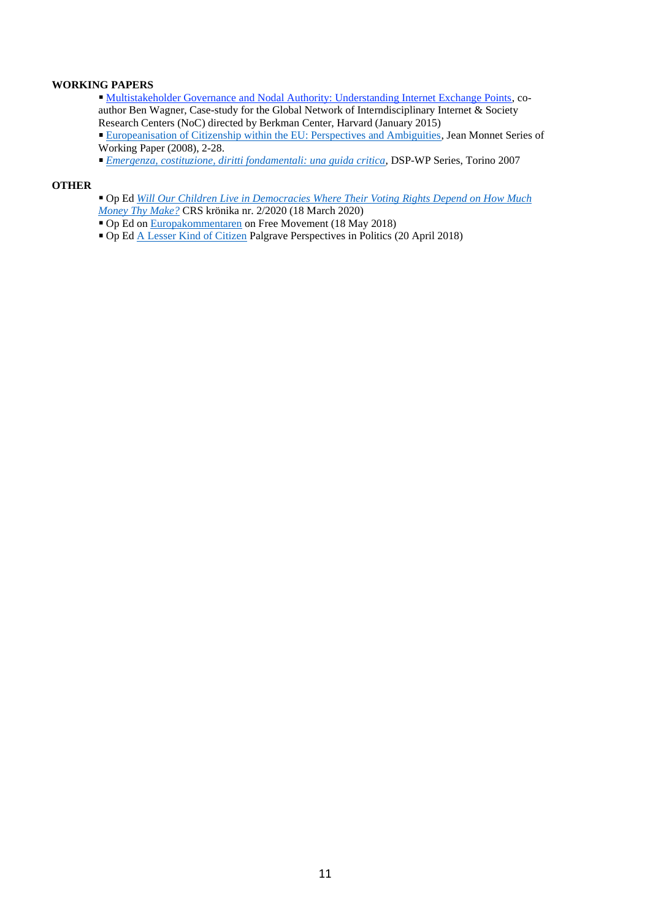**WORKING PAPERS**

- Multistakeholder Governance and Nodal Authority: Understanding Internet Exchange Points, co-author Ben Wagner, Case-study for the Global Network of Interndisciplinary Internet & Society Research Centers (NoC) directed by Berkman Center, Harvard (January 2015)
- Europeanisation of Citizenship within the EU: Perspectives and Ambiguities, Jean Monnet Series of Working Paper (2008), 2-28.
- *Emergenza, costituzione, diritti fondamentali: una guida critica*, DSP-WP Series, Torino 2007

**OTHER**

- Op Ed *Will Our Children Live in Democracies Where Their Voting Rights Depend on How Much Money Thy Make?* CRS krönika nr. 2/2020 (18 March 2020)
- Op Ed on Europakommentaren on Free Movement (18 May 2018)
- Op Ed A Lesser Kind of Citizen Palgrave Perspectives in Politics (20 April 2018)